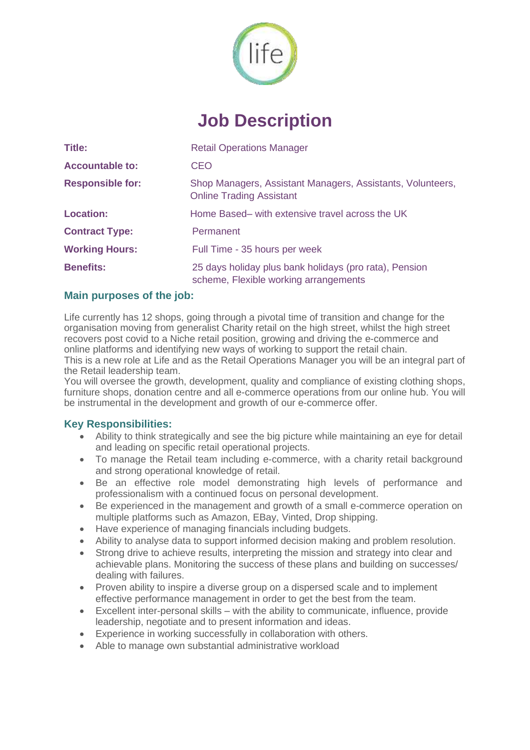# Job Description

| | |
|---|---|
| **Title:** | Retail Operations Manager |
| **Accountable to:** | CEO |
| **Responsible for:** | Shop Managers, Assistant Managers, Assistants, Volunteers, Online Trading Assistant |
| **Location:** | Home Based– with extensive travel across the UK |
| **Contract Type:** | Permanent |
| **Working Hours:** | Full Time - 35 hours per week |
| **Benefits:** | 25 days holiday plus bank holidays (pro rata), Pension scheme, Flexible working arrangements |

## Main purposes of the job:

Life currently has 12 shops, going through a pivotal time of transition and change for the organisation moving from generalist Charity retail on the high street, whilst the high street recovers post covid to a Niche retail position, growing and driving the e-commerce and online platforms and identifying new ways of working to support the retail chain.
This is a new role at Life and as the Retail Operations Manager you will be an integral part of the Retail leadership team.
You will oversee the growth, development, quality and compliance of existing clothing shops, furniture shops, donation centre and all e-commerce operations from our online hub. You will be instrumental in the development and growth of our e-commerce offer.

## Key Responsibilities:

- Ability to think strategically and see the big picture while maintaining an eye for detail and leading on specific retail operational projects.
- To manage the Retail team including e-commerce, with a charity retail background and strong operational knowledge of retail.
- Be an effective role model demonstrating high levels of performance and professionalism with a continued focus on personal development.
- Be experienced in the management and growth of a small e-commerce operation on multiple platforms such as Amazon, EBay, Vinted, Drop shipping.
- Have experience of managing financials including budgets.
- Ability to analyse data to support informed decision making and problem resolution.
- Strong drive to achieve results, interpreting the mission and strategy into clear and achievable plans. Monitoring the success of these plans and building on successes/ dealing with failures.
- Proven ability to inspire a diverse group on a dispersed scale and to implement effective performance management in order to get the best from the team.
- Excellent inter-personal skills – with the ability to communicate, influence, provide leadership, negotiate and to present information and ideas.
- Experience in working successfully in collaboration with others.
- Able to manage own substantial administrative workload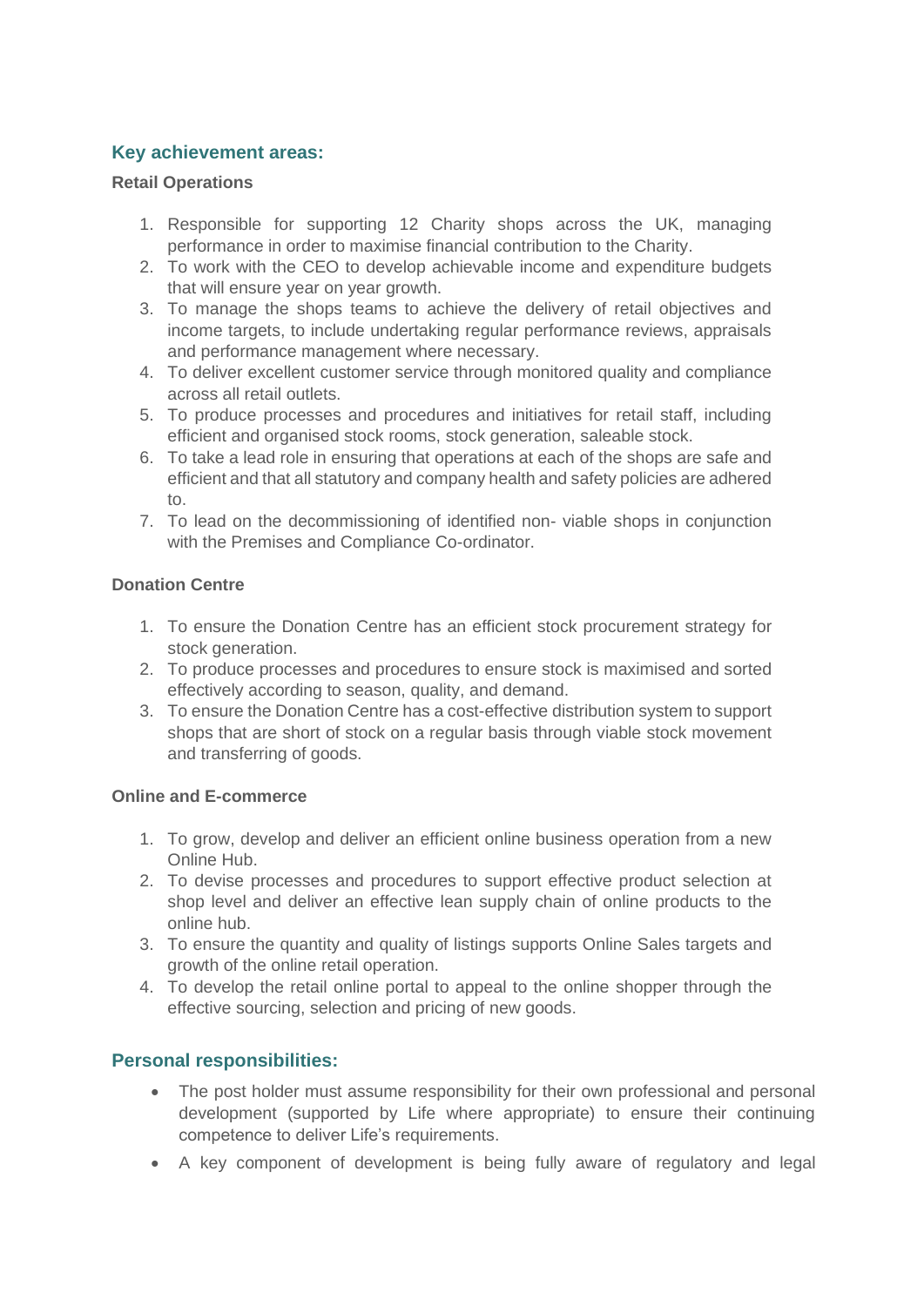## Key achievement areas:

**Retail Operations**

1. Responsible for supporting 12 Charity shops across the UK, managing performance in order to maximise financial contribution to the Charity.
2. To work with the CEO to develop achievable income and expenditure budgets that will ensure year on year growth.
3. To manage the shops teams to achieve the delivery of retail objectives and income targets, to include undertaking regular performance reviews, appraisals and performance management where necessary.
4. To deliver excellent customer service through monitored quality and compliance across all retail outlets.
5. To produce processes and procedures and initiatives for retail staff, including efficient and organised stock rooms, stock generation, saleable stock.
6. To take a lead role in ensuring that operations at each of the shops are safe and efficient and that all statutory and company health and safety policies are adhered to.
7. To lead on the decommissioning of identified non- viable shops in conjunction with the Premises and Compliance Co-ordinator.

**Donation Centre**

1. To ensure the Donation Centre has an efficient stock procurement strategy for stock generation.
2. To produce processes and procedures to ensure stock is maximised and sorted effectively according to season, quality, and demand.
3. To ensure the Donation Centre has a cost-effective distribution system to support shops that are short of stock on a regular basis through viable stock movement and transferring of goods.

**Online and E-commerce**

1. To grow, develop and deliver an efficient online business operation from a new Online Hub.
2. To devise processes and procedures to support effective product selection at shop level and deliver an effective lean supply chain of online products to the online hub.
3. To ensure the quantity and quality of listings supports Online Sales targets and growth of the online retail operation.
4. To develop the retail online portal to appeal to the online shopper through the effective sourcing, selection and pricing of new goods.

## Personal responsibilities:

- The post holder must assume responsibility for their own professional and personal development (supported by Life where appropriate) to ensure their continuing competence to deliver Life's requirements.
- A key component of development is being fully aware of regulatory and legal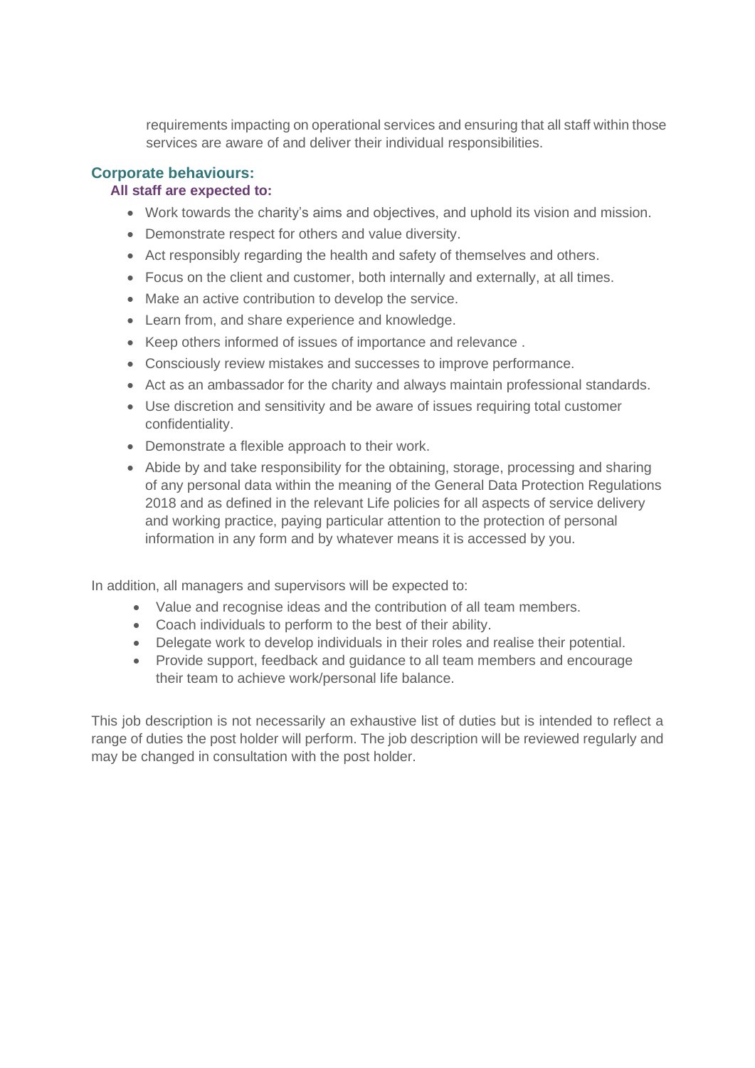requirements impacting on operational services and ensuring that all staff within those services are aware of and deliver their individual responsibilities.

## Corporate behaviours:

### All staff are expected to:

- Work towards the charity's aims and objectives, and uphold its vision and mission.
- Demonstrate respect for others and value diversity.
- Act responsibly regarding the health and safety of themselves and others.
- Focus on the client and customer, both internally and externally, at all times.
- Make an active contribution to develop the service.
- Learn from, and share experience and knowledge.
- Keep others informed of issues of importance and relevance .
- Consciously review mistakes and successes to improve performance.
- Act as an ambassador for the charity and always maintain professional standards.
- Use discretion and sensitivity and be aware of issues requiring total customer confidentiality.
- Demonstrate a flexible approach to their work.
- Abide by and take responsibility for the obtaining, storage, processing and sharing of any personal data within the meaning of the General Data Protection Regulations 2018 and as defined in the relevant Life policies for all aspects of service delivery and working practice, paying particular attention to the protection of personal information in any form and by whatever means it is accessed by you.

In addition, all managers and supervisors will be expected to:

- Value and recognise ideas and the contribution of all team members.
- Coach individuals to perform to the best of their ability.
- Delegate work to develop individuals in their roles and realise their potential.
- Provide support, feedback and guidance to all team members and encourage their team to achieve work/personal life balance.

This job description is not necessarily an exhaustive list of duties but is intended to reflect a range of duties the post holder will perform. The job description will be reviewed regularly and may be changed in consultation with the post holder.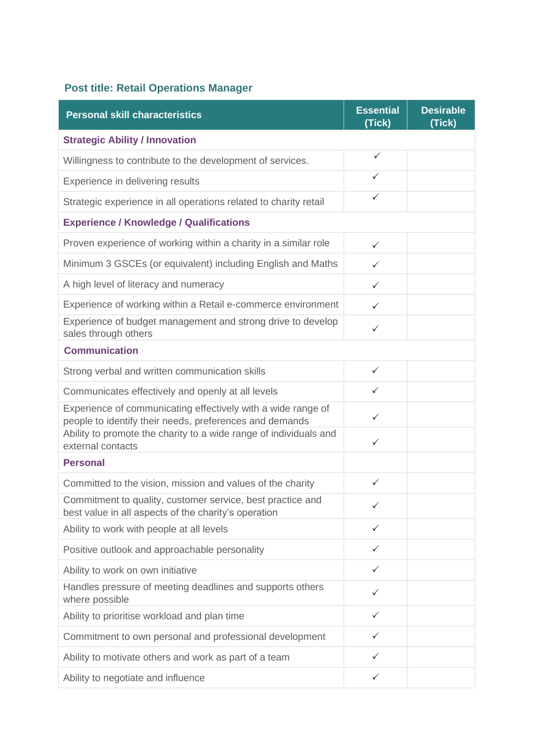**Post title: Retail Operations Manager**

| Personal skill characteristics | Essential (Tick) | Desirable (Tick) |
|---|---|---|
| **Strategic Ability / Innovation** | | |
| Willingness to contribute to the development of services. | ✓ | |
| Experience in delivering results | ✓ | |
| Strategic experience in all operations related to charity retail | ✓ | |
| **Experience / Knowledge / Qualifications** | | |
| Proven experience of working within a charity in a similar role | ✓ | |
| Minimum 3 GSCEs (or equivalent) including English and Maths | ✓ | |
| A high level of literacy and numeracy | ✓ | |
| Experience of working within a Retail e-commerce environment | ✓ | |
| Experience of budget management and strong drive to develop sales through others | ✓ | |
| **Communication** | | |
| Strong verbal and written communication skills | ✓ | |
| Communicates effectively and openly at all levels | ✓ | |
| Experience of communicating effectively with a wide range of people to identify their needs, preferences and demands | ✓ | |
| Ability to promote the charity to a wide range of individuals and external contacts | ✓ | |
| **Personal** | | |
| Committed to the vision, mission and values of the charity | ✓ | |
| Commitment to quality, customer service, best practice and best value in all aspects of the charity's operation | ✓ | |
| Ability to work with people at all levels | ✓ | |
| Positive outlook and approachable personality | ✓ | |
| Ability to work on own initiative | ✓ | |
| Handles pressure of meeting deadlines and supports others where possible | ✓ | |
| Ability to prioritise workload and plan time | ✓ | |
| Commitment to own personal and professional development | ✓ | |
| Ability to motivate others and work as part of a team | ✓ | |
| Ability to negotiate and influence | ✓ | |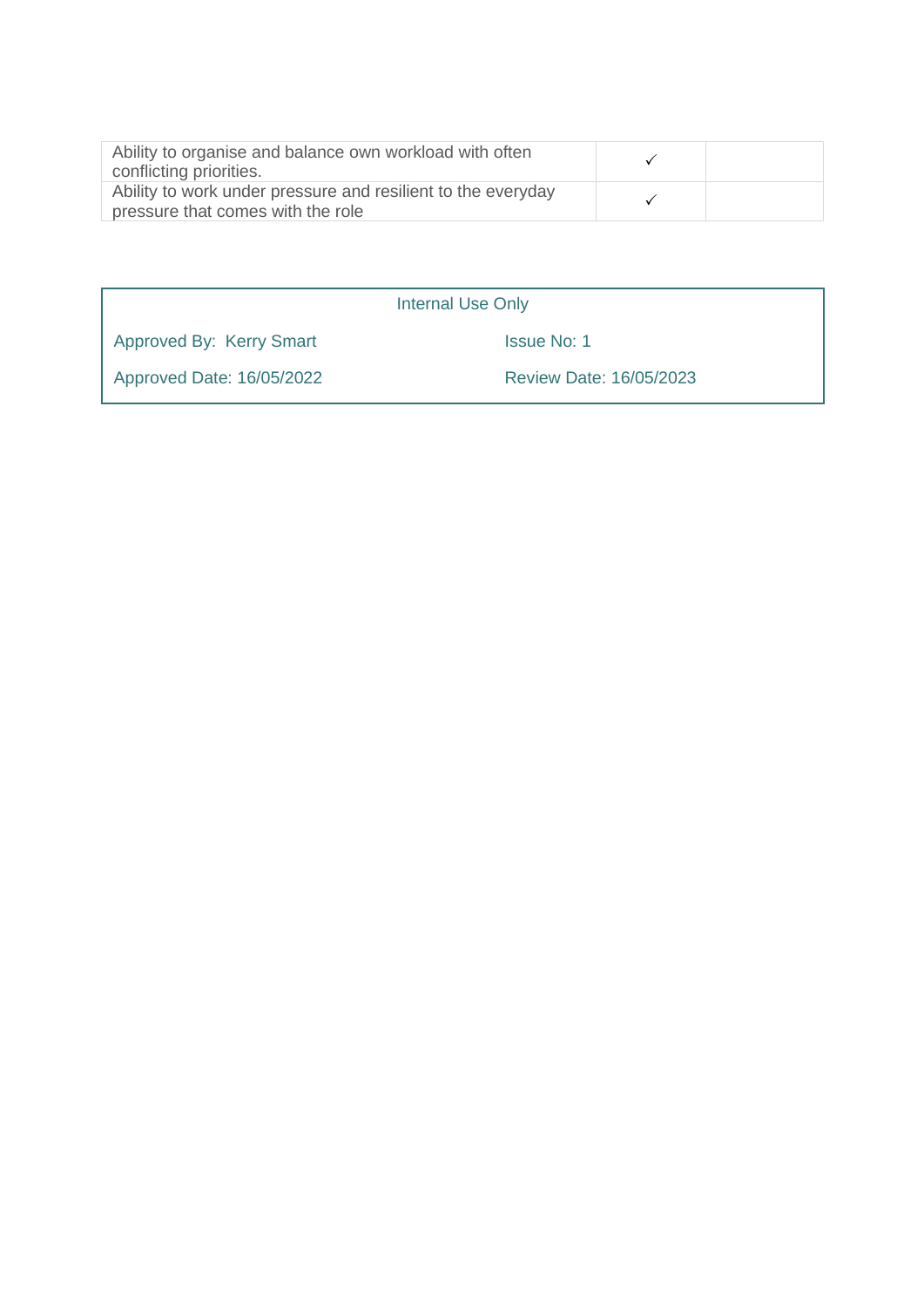| | | |
|---|---|---|
| Ability to organise and balance own workload with often conflicting priorities. | ✓ | |
| Ability to work under pressure and resilient to the everyday pressure that comes with the role | ✓ | |

| Internal Use Only | |
|---|---|
| Approved By: Kerry Smart | Issue No: 1 |
| Approved Date: 16/05/2022 | Review Date: 16/05/2023 |